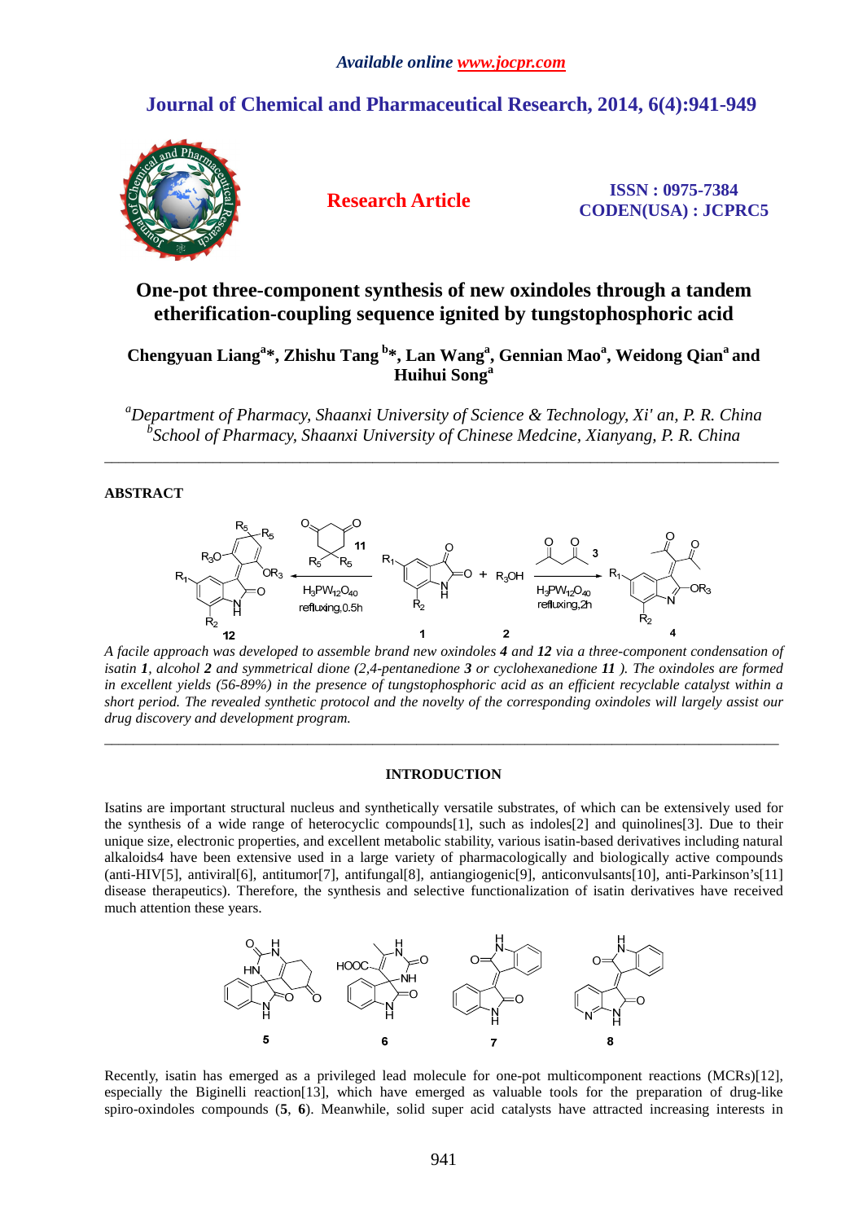# One-pot three-component synthesis of new oxindoles through a tandem etherification-coupling sequence ignited by tungstophosphoric acid

**Chengyuan Liang[a]\*, Zhishu Tang[b]\*, Lan Wang[a], Gennian Mao[a], Weidong Qian[a] and Huihui Song[a]**

*[a]Department of Pharmacy, Shaanxi University of Science & Technology, Xi' an, P. R. China*
*[b]School of Pharmacy, Shaanxi University of Chinese Medcine, Xianyang, P. R. China*

---

## ABSTRACT

*A facile approach was developed to assemble brand new oxindoles **4** and **12** via a three-component condensation of isatin **1**, alcohol **2** and symmetrical dione (2,4-pentanedione **3** or cyclohexanedione **11** ). The oxindoles are formed in excellent yields (56-89%) in the presence of tungstophosphoric acid as an efficient recyclable catalyst within a short period. The revealed synthetic protocol and the novelty of the corresponding oxindoles will largely assist our drug discovery and development program.*

---

## INTRODUCTION

Isatins are important structural nucleus and synthetically versatile substrates, of which can be extensively used for the synthesis of a wide range of heterocyclic compounds[1], such as indoles[2] and quinolines[3]. Due to their unique size, electronic properties, and excellent metabolic stability, various isatin-based derivatives including natural alkaloids4 have been extensive used in a large variety of pharmacologically and biologically active compounds (anti-HIV[5], antiviral[6], antitumor[7], antifungal[8], antiangiogenic[9], anticonvulsants[10], anti-Parkinson's[11] disease therapeutics). Therefore, the synthesis and selective functionalization of isatin derivatives have received much attention these years.

Recently, isatin has emerged as a privileged lead molecule for one-pot multicomponent reactions (MCRs)[12], especially the Biginelli reaction[13], which have emerged as valuable tools for the preparation of drug-like spiro-oxindoles compounds (**5**, **6**). Meanwhile, solid super acid catalysts have attracted increasing interests in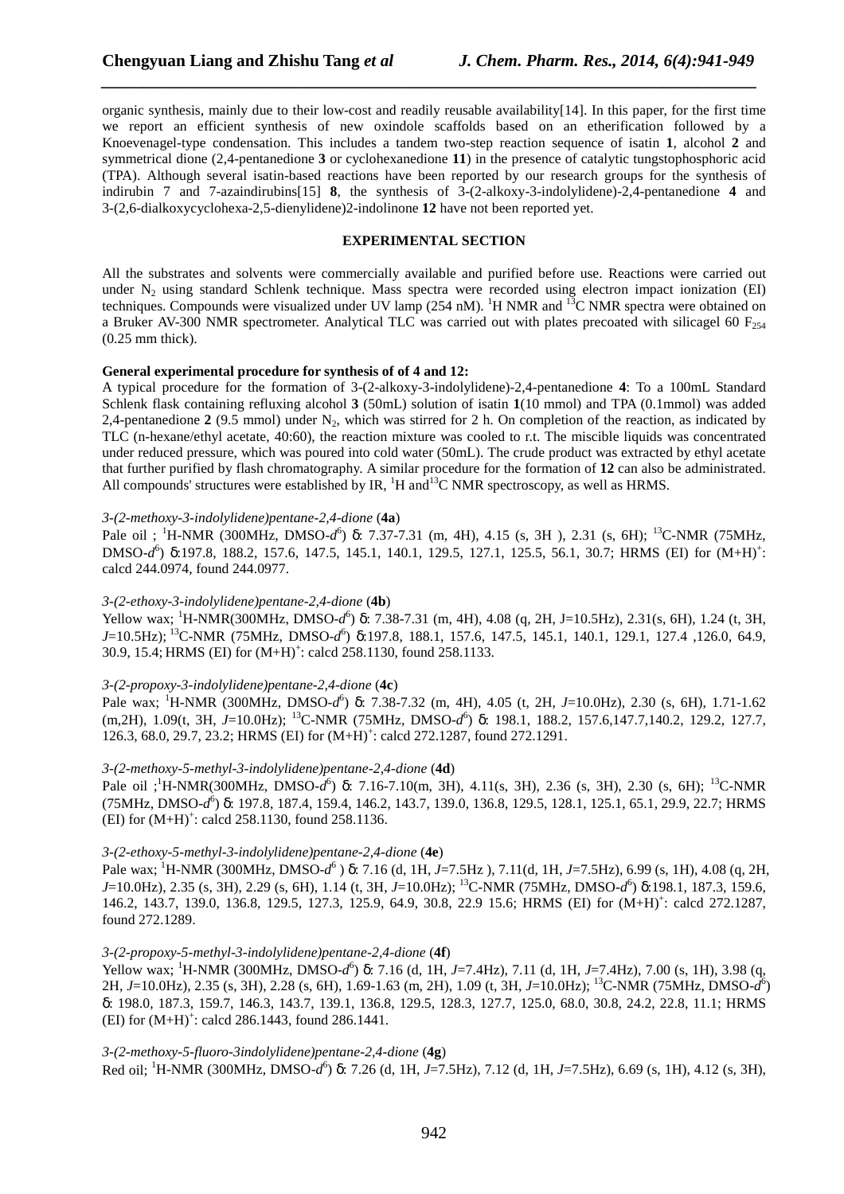organic synthesis, mainly due to their low-cost and readily reusable availability[14]. In this paper, for the first time we report an efficient synthesis of new oxindole scaffolds based on an etherification followed by a Knoevenagel-type condensation. This includes a tandem two-step reaction sequence of isatin **1**, alcohol **2** and symmetrical dione (2,4-pentanedione **3** or cyclohexanedione **11**) in the presence of catalytic tungstophosphoric acid (TPA). Although several isatin-based reactions have been reported by our research groups for the synthesis of indirubin 7 and 7-azaindirubins[15] **8**, the synthesis of 3-(2-alkoxy-3-indolylidene)-2,4-pentanedione **4** and 3-(2,6-dialkoxycyclohexa-2,5-dienylidene)2-indolinone **12** have not been reported yet.

## EXPERIMENTAL SECTION

All the substrates and solvents were commercially available and purified before use. Reactions were carried out under $N_2$ using standard Schlenk technique. Mass spectra were recorded using electron impact ionization (EI) techniques. Compounds were visualized under UV lamp (254 nM). $^1$H NMR and $^{13}$C NMR spectra were obtained on a Bruker AV-300 NMR spectrometer. Analytical TLC was carried out with plates precoated with silicagel 60 $F_{254}$ (0.25 mm thick).

**General experimental procedure for synthesis of of 4 and 12:**

A typical procedure for the formation of 3-(2-alkoxy-3-indolylidene)-2,4-pentanedione **4**: To a 100mL Standard Schlenk flask containing refluxing alcohol **3** (50mL) solution of isatin **1**(10 mmol) and TPA (0.1mmol) was added 2,4-pentanedione **2** (9.5 mmol) under $N_2$, which was stirred for 2 h. On completion of the reaction, as indicated by TLC (n-hexane/ethyl acetate, 40:60), the reaction mixture was cooled to r.t. The miscible liquids was concentrated under reduced pressure, which was poured into cold water (50mL). The crude product was extracted by ethyl acetate that further purified by flash chromatography. A similar procedure for the formation of **12** can also be administrated. All compounds' structures were established by IR, $^1$H and $^{13}$C NMR spectroscopy, as well as HRMS.

*3-(2-methoxy-3-indolylidene)pentane-2,4-dione* (**4a**)
Pale oil ; $^1$H-NMR (300MHz, DMSO-$d^6$) δ: 7.37-7.31 (m, 4H), 4.15 (s, 3H ), 2.31 (s, 6H); $^{13}$C-NMR (75MHz, DMSO-$d^6$) δ:197.8, 188.2, 157.6, 147.5, 145.1, 140.1, 129.5, 127.1, 125.5, 56.1, 30.7; HRMS (EI) for $(M+H)^+$: calcd 244.0974, found 244.0977.

*3-(2-ethoxy-3-indolylidene)pentane-2,4-dione* (**4b**)
Yellow wax; $^1$H-NMR(300MHz, DMSO-$d^6$) δ: 7.38-7.31 (m, 4H), 4.08 (q, 2H, J=10.5Hz), 2.31(s, 6H), 1.24 (t, 3H, *J*=10.5Hz); $^{13}$C-NMR (75MHz, DMSO-$d^6$) δ:197.8, 188.1, 157.6, 147.5, 145.1, 140.1, 129.1, 127.4 ,126.0, 64.9, 30.9, 15.4; HRMS (EI) for $(M+H)^+$: calcd 258.1130, found 258.1133.

*3-(2-propoxy-3-indolylidene)pentane-2,4-dione* (**4c**)
Pale wax; $^1$H-NMR (300MHz, DMSO-$d^6$) δ: 7.38-7.32 (m, 4H), 4.05 (t, 2H, *J*=10.0Hz), 2.30 (s, 6H), 1.71-1.62 (m,2H), 1.09(t, 3H, *J*=10.0Hz); $^{13}$C-NMR (75MHz, DMSO-$d^6$) δ: 198.1, 188.2, 157.6,147.7,140.2, 129.2, 127.7, 126.3, 68.0, 29.7, 23.2; HRMS (EI) for $(M+H)^+$: calcd 272.1287, found 272.1291.

*3-(2-methoxy-5-methyl-3-indolylidene)pentane-2,4-dione* (**4d**)
Pale oil ;$^1$H-NMR(300MHz, DMSO-$d^6$) δ: 7.16-7.10(m, 3H), 4.11(s, 3H), 2.36 (s, 3H), 2.30 (s, 6H); $^{13}$C-NMR (75MHz, DMSO-$d^6$) δ: 197.8, 187.4, 159.4, 146.2, 143.7, 139.0, 136.8, 129.5, 128.1, 125.1, 65.1, 29.9, 22.7; HRMS (EI) for $(M+H)^+$: calcd 258.1130, found 258.1136.

*3-(2-ethoxy-5-methyl-3-indolylidene)pentane-2,4-dione* (**4e**)
Pale wax; $^1$H-NMR (300MHz, DMSO-$d^6$ ) δ: 7.16 (d, 1H, *J*=7.5Hz ), 7.11(d, 1H, *J*=7.5Hz), 6.99 (s, 1H), 4.08 (q, 2H, *J*=10.0Hz), 2.35 (s, 3H), 2.29 (s, 6H), 1.14 (t, 3H, *J*=10.0Hz); $^{13}$C-NMR (75MHz, DMSO-$d^6$) δ:198.1, 187.3, 159.6, 146.2, 143.7, 139.0, 136.8, 129.5, 127.3, 125.9, 64.9, 30.8, 22.9 15.6; HRMS (EI) for $(M+H)^+$: calcd 272.1287, found 272.1289.

*3-(2-propoxy-5-methyl-3-indolylidene)pentane-2,4-dione* (**4f**)
Yellow wax; $^1$H-NMR (300MHz, DMSO-$d^6$) δ: 7.16 (d, 1H, *J*=7.4Hz), 7.11 (d, 1H, *J*=7.4Hz), 7.00 (s, 1H), 3.98 (q, 2H, *J*=10.0Hz), 2.35 (s, 3H), 2.28 (s, 6H), 1.69-1.63 (m, 2H), 1.09 (t, 3H, *J*=10.0Hz); $^{13}$C-NMR (75MHz, DMSO-$d^6$) δ: 198.0, 187.3, 159.7, 146.3, 143.7, 139.1, 136.8, 129.5, 128.3, 127.7, 125.0, 68.0, 30.8, 24.2, 22.8, 11.1; HRMS (EI) for $(M+H)^+$: calcd 286.1443, found 286.1441.

*3-(2-methoxy-5-fluoro-3indolylidene)pentane-2,4-dione* (**4g**)
Red oil; $^1$H-NMR (300MHz, DMSO-$d^6$) δ: 7.26 (d, 1H, *J*=7.5Hz), 7.12 (d, 1H, *J*=7.5Hz), 6.69 (s, 1H), 4.12 (s, 3H),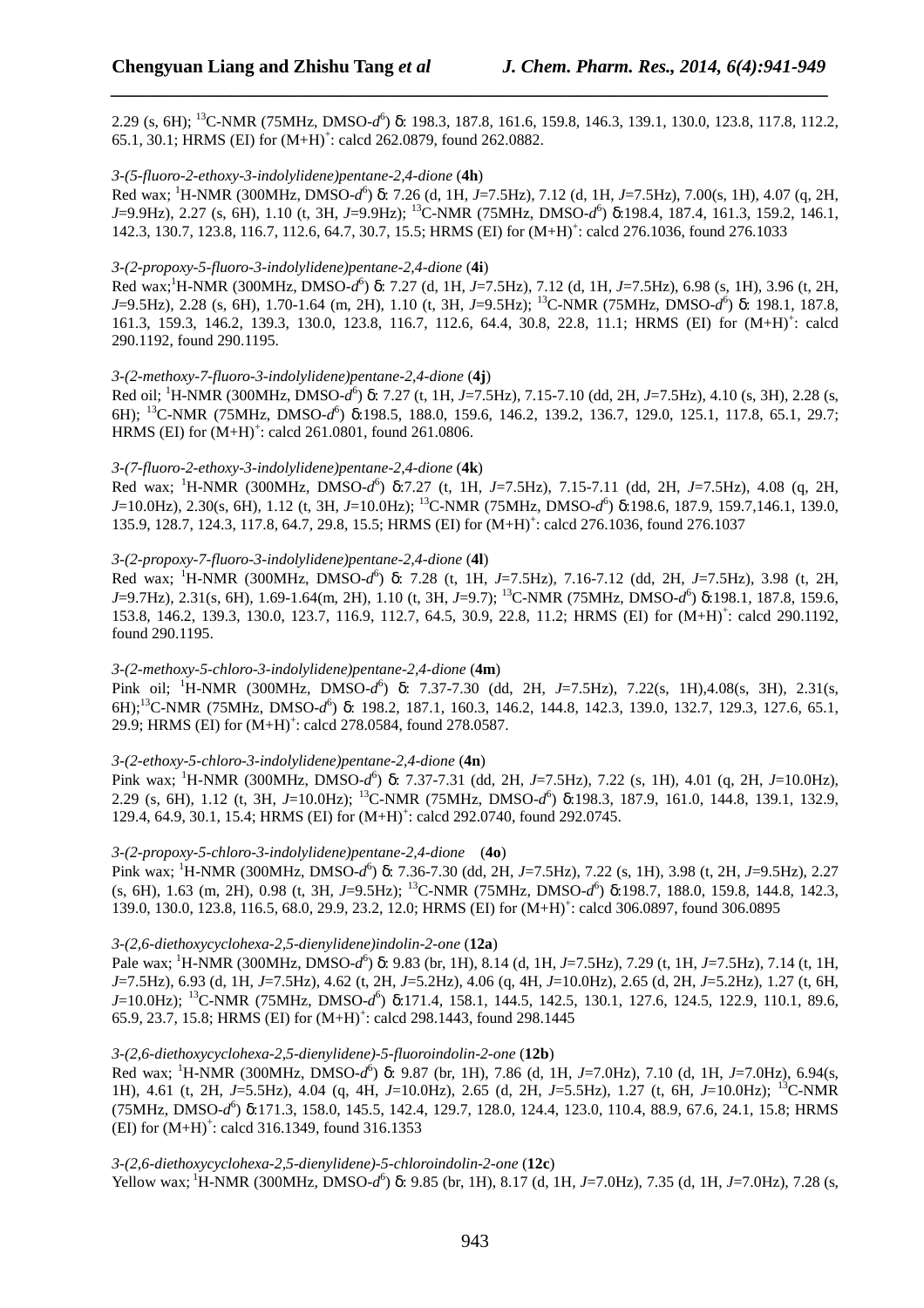2.29 (s, 6H); $^{13}$C-NMR (75MHz, DMSO-$d^6$) δ: 198.3, 187.8, 161.6, 159.8, 146.3, 139.1, 130.0, 123.8, 117.8, 112.2, 65.1, 30.1; HRMS (EI) for $(M+H)^+$: calcd 262.0879, found 262.0882.

*3-(5-fluoro-2-ethoxy-3-indolylidene)pentane-2,4-dione* (**4h**)

Red wax; $^1$H-NMR (300MHz, DMSO-$d^6$) δ: 7.26 (d, 1H, *J*=7.5Hz), 7.12 (d, 1H, *J*=7.5Hz), 7.00(s, 1H), 4.07 (q, 2H, *J*=9.9Hz), 2.27 (s, 6H), 1.10 (t, 3H, *J*=9.9Hz); $^{13}$C-NMR (75MHz, DMSO-$d^6$) δ:198.4, 187.4, 161.3, 159.2, 146.1, 142.3, 130.7, 123.8, 116.7, 112.6, 64.7, 30.7, 15.5; HRMS (EI) for $(M+H)^+$: calcd 276.1036, found 276.1033

*3-(2-propoxy-5-fluoro-3-indolylidene)pentane-2,4-dione* (**4i**)

Red wax;$^1$H-NMR (300MHz, DMSO-$d^6$) δ: 7.27 (d, 1H, *J*=7.5Hz), 7.12 (d, 1H, *J*=7.5Hz), 6.98 (s, 1H), 3.96 (t, 2H, *J*=9.5Hz), 2.28 (s, 6H), 1.70-1.64 (m, 2H), 1.10 (t, 3H, *J*=9.5Hz); $^{13}$C-NMR (75MHz, DMSO-$d^6$) δ: 198.1, 187.8, 161.3, 159.3, 146.2, 139.3, 130.0, 123.8, 116.7, 112.6, 64.4, 30.8, 22.8, 11.1; HRMS (EI) for $(M+H)^+$: calcd 290.1192, found 290.1195.

*3-(2-methoxy-7-fluoro-3-indolylidene)pentane-2,4-dione* (**4j**)

Red oil; $^1$H-NMR (300MHz, DMSO-$d^6$) δ: 7.27 (t, 1H, *J*=7.5Hz), 7.15-7.10 (dd, 2H, *J*=7.5Hz), 4.10 (s, 3H), 2.28 (s, 6H); $^{13}$C-NMR (75MHz, DMSO-$d^6$) δ:198.5, 188.0, 159.6, 146.2, 139.2, 136.7, 129.0, 125.1, 117.8, 65.1, 29.7; HRMS (EI) for $(M+H)^+$: calcd 261.0801, found 261.0806.

*3-(7-fluoro-2-ethoxy-3-indolylidene)pentane-2,4-dione* (**4k**)

Red wax; $^1$H-NMR (300MHz, DMSO-$d^6$) δ:7.27 (t, 1H, *J*=7.5Hz), 7.15-7.11 (dd, 2H, *J*=7.5Hz), 4.08 (q, 2H, *J*=10.0Hz), 2.30(s, 6H), 1.12 (t, 3H, *J*=10.0Hz); $^{13}$C-NMR (75MHz, DMSO-$d^6$) δ:198.6, 187.9, 159.7,146.1, 139.0, 135.9, 128.7, 124.3, 117.8, 64.7, 29.8, 15.5; HRMS (EI) for $(M+H)^+$: calcd 276.1036, found 276.1037

*3-(2-propoxy-7-fluoro-3-indolylidene)pentane-2,4-dione* (**4l**)

Red wax; $^1$H-NMR (300MHz, DMSO-$d^6$) δ: 7.28 (t, 1H, *J*=7.5Hz), 7.16-7.12 (dd, 2H, *J*=7.5Hz), 3.98 (t, 2H, *J*=9.7Hz), 2.31(s, 6H), 1.69-1.64(m, 2H), 1.10 (t, 3H, *J*=9.7); $^{13}$C-NMR (75MHz, DMSO-$d^6$) δ:198.1, 187.8, 159.6, 153.8, 146.2, 139.3, 130.0, 123.7, 116.9, 112.7, 64.5, 30.9, 22.8, 11.2; HRMS (EI) for $(M+H)^+$: calcd 290.1192, found 290.1195.

*3-(2-methoxy-5-chloro-3-indolylidene)pentane-2,4-dione* (**4m**)

Pink oil; $^1$H-NMR (300MHz, DMSO-$d^6$) δ: 7.37-7.30 (dd, 2H, *J*=7.5Hz), 7.22(s, 1H),4.08(s, 3H), 2.31(s, 6H);$^{13}$C-NMR (75MHz, DMSO-$d^6$) δ: 198.2, 187.1, 160.3, 146.2, 144.8, 142.3, 139.0, 132.7, 129.3, 127.6, 65.1, 29.9; HRMS (EI) for $(M+H)^+$: calcd 278.0584, found 278.0587.

*3-(2-ethoxy-5-chloro-3-indolylidene)pentane-2,4-dione* (**4n**)

Pink wax; $^1$H-NMR (300MHz, DMSO-$d^6$) δ: 7.37-7.31 (dd, 2H, *J*=7.5Hz), 7.22 (s, 1H), 4.01 (q, 2H, *J*=10.0Hz), 2.29 (s, 6H), 1.12 (t, 3H, *J*=10.0Hz); $^{13}$C-NMR (75MHz, DMSO-$d^6$) δ:198.3, 187.9, 161.0, 144.8, 139.1, 132.9, 129.4, 64.9, 30.1, 15.4; HRMS (EI) for $(M+H)^+$: calcd 292.0740, found 292.0745.

*3-(2-propoxy-5-chloro-3-indolylidene)pentane-2,4-dione* (**4o**)

Pink wax; $^1$H-NMR (300MHz, DMSO-$d^6$) δ: 7.36-7.30 (dd, 2H, *J*=7.5Hz), 7.22 (s, 1H), 3.98 (t, 2H, *J*=9.5Hz), 2.27 (s, 6H), 1.63 (m, 2H), 0.98 (t, 3H, *J*=9.5Hz); $^{13}$C-NMR (75MHz, DMSO-$d^6$) δ:198.7, 188.0, 159.8, 144.8, 142.3, 139.0, 130.0, 123.8, 116.5, 68.0, 29.9, 23.2, 12.0; HRMS (EI) for $(M+H)^+$: calcd 306.0897, found 306.0895

*3-(2,6-diethoxycyclohexa-2,5-dienylidene)indolin-2-one* (**12a**)

Pale wax; $^1$H-NMR (300MHz, DMSO-$d^6$) δ: 9.83 (br, 1H), 8.14 (d, 1H, *J*=7.5Hz), 7.29 (t, 1H, *J*=7.5Hz), 7.14 (t, 1H, *J*=7.5Hz), 6.93 (d, 1H, *J*=7.5Hz), 4.62 (t, 2H, *J*=5.2Hz), 4.06 (q, 4H, *J*=10.0Hz), 2.65 (d, 2H, *J*=5.2Hz), 1.27 (t, 6H, *J*=10.0Hz); $^{13}$C-NMR (75MHz, DMSO-$d^6$) δ:171.4, 158.1, 144.5, 142.5, 130.1, 127.6, 124.5, 122.9, 110.1, 89.6, 65.9, 23.7, 15.8; HRMS (EI) for $(M+H)^+$: calcd 298.1443, found 298.1445

*3-(2,6-diethoxycyclohexa-2,5-dienylidene)-5-fluoroindolin-2-one* (**12b**)

Red wax; $^1$H-NMR (300MHz, DMSO-$d^6$) δ: 9.87 (br, 1H), 7.86 (d, 1H, *J*=7.0Hz), 7.10 (d, 1H, *J*=7.0Hz), 6.94(s, 1H), 4.61 (t, 2H, *J*=5.5Hz), 4.04 (q, 4H, *J*=10.0Hz), 2.65 (d, 2H, *J*=5.5Hz), 1.27 (t, 6H, *J*=10.0Hz); $^{13}$C-NMR (75MHz, DMSO-$d^6$) δ:171.3, 158.0, 145.5, 142.4, 129.7, 128.0, 124.4, 123.0, 110.4, 88.9, 67.6, 24.1, 15.8; HRMS (EI) for $(M+H)^+$: calcd 316.1349, found 316.1353

*3-(2,6-diethoxycyclohexa-2,5-dienylidene)-5-chloroindolin-2-one* (**12c**)

Yellow wax; $^1$H-NMR (300MHz, DMSO-$d^6$) δ: 9.85 (br, 1H), 8.17 (d, 1H, *J*=7.0Hz), 7.35 (d, 1H, *J*=7.0Hz), 7.28 (s,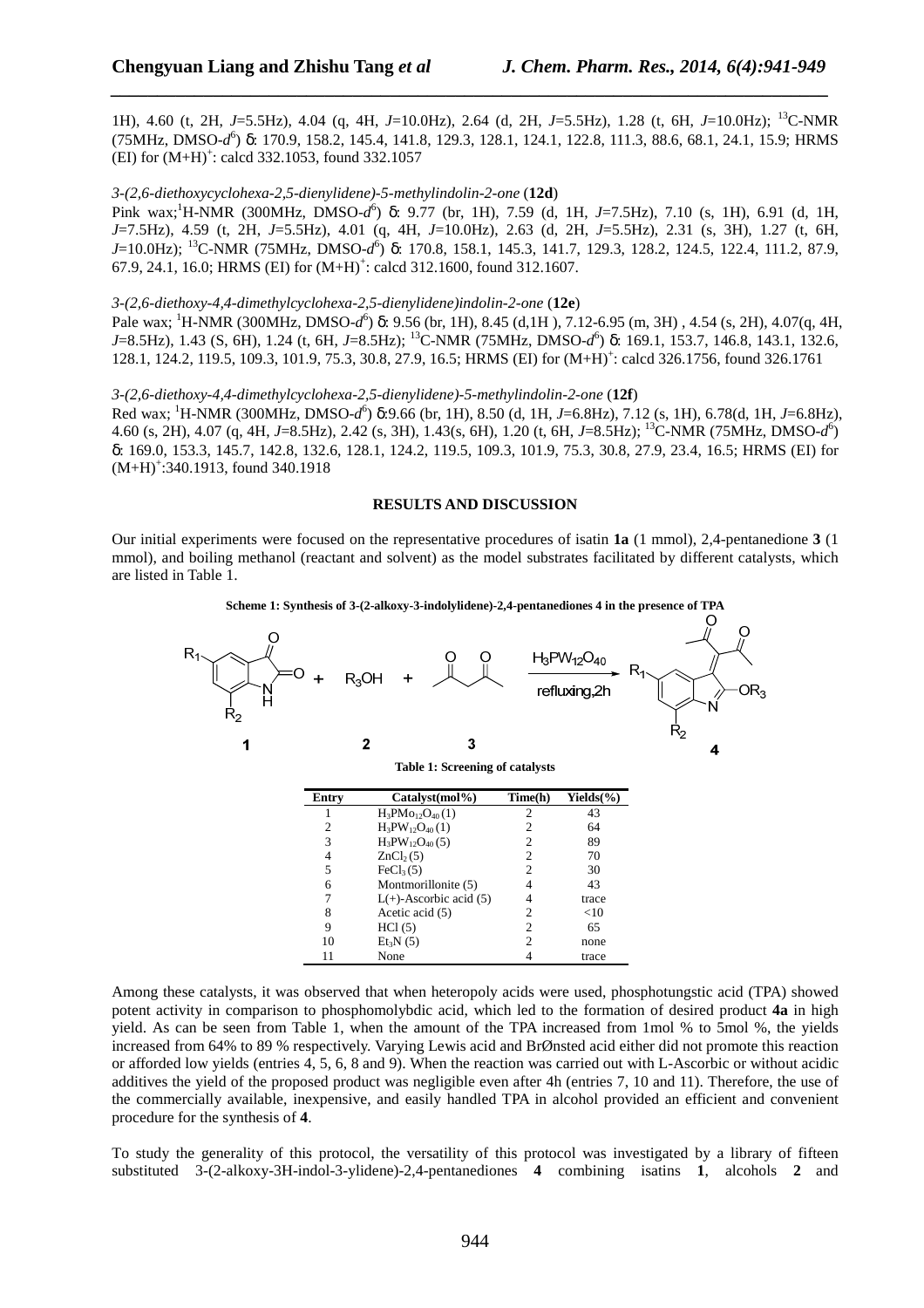1H), 4.60 (t, 2H, *J*=5.5Hz), 4.04 (q, 4H, *J*=10.0Hz), 2.64 (d, 2H, *J*=5.5Hz), 1.28 (t, 6H, *J*=10.0Hz); $^{13}$C-NMR (75MHz, DMSO-$d^6$) δ: 170.9, 158.2, 145.4, 141.8, 129.3, 128.1, 124.1, 122.8, 111.3, 88.6, 68.1, 24.1, 15.9; HRMS (EI) for $(M+H)^+$: calcd 332.1053, found 332.1057

*3-(2,6-diethoxycyclohexa-2,5-dienylidene)-5-methylindolin-2-one* (**12d**)

Pink wax; $^1$H-NMR (300MHz, DMSO-$d^6$) δ: 9.77 (br, 1H), 7.59 (d, 1H, *J*=7.5Hz), 7.10 (s, 1H), 6.91 (d, 1H, *J*=7.5Hz), 4.59 (t, 2H, *J*=5.5Hz), 4.01 (q, 4H, *J*=10.0Hz), 2.63 (d, 2H, *J*=5.5Hz), 2.31 (s, 3H), 1.27 (t, 6H, *J*=10.0Hz); $^{13}$C-NMR (75MHz, DMSO-$d^6$) δ: 170.8, 158.1, 145.3, 141.7, 129.3, 128.2, 124.5, 122.4, 111.2, 87.9, 67.9, 24.1, 16.0; HRMS (EI) for $(M+H)^+$: calcd 312.1600, found 312.1607.

*3-(2,6-diethoxy-4,4-dimethylcyclohexa-2,5-dienylidene)indolin-2-one* (**12e**)

Pale wax; $^1$H-NMR (300MHz, DMSO-$d^6$) δ: 9.56 (br, 1H), 8.45 (d,1H ), 7.12-6.95 (m, 3H) , 4.54 (s, 2H), 4.07(q, 4H, *J*=8.5Hz), 1.43 (S, 6H), 1.24 (t, 6H, *J*=8.5Hz); $^{13}$C-NMR (75MHz, DMSO-$d^6$) δ: 169.1, 153.7, 146.8, 143.1, 132.6, 128.1, 124.2, 119.5, 109.3, 101.9, 75.3, 30.8, 27.9, 16.5; HRMS (EI) for $(M+H)^+$: calcd 326.1756, found 326.1761

*3-(2,6-diethoxy-4,4-dimethylcyclohexa-2,5-dienylidene)-5-methylindolin-2-one* (**12f**)

Red wax; $^1$H-NMR (300MHz, DMSO-$d^6$) δ:9.66 (br, 1H), 8.50 (d, 1H, *J*=6.8Hz), 7.12 (s, 1H), 6.78(d, 1H, *J*=6.8Hz), 4.60 (s, 2H), 4.07 (q, 4H, *J*=8.5Hz), 2.42 (s, 3H), 1.43(s, 6H), 1.20 (t, 6H, *J*=8.5Hz); $^{13}$C-NMR (75MHz, DMSO-$d^6$) δ: 169.0, 153.3, 145.7, 142.8, 132.6, 128.1, 124.2, 119.5, 109.3, 101.9, 75.3, 30.8, 27.9, 23.4, 16.5; HRMS (EI) for $(M+H)^+$:340.1913, found 340.1918

## RESULTS AND DISCUSSION

Our initial experiments were focused on the representative procedures of isatin **1a** (1 mmol), 2,4-pentanedione **3** (1 mmol), and boiling methanol (reactant and solvent) as the model substrates facilitated by different catalysts, which are listed in Table 1.

**Scheme 1: Synthesis of 3-(2-alkoxy-3-indolylidene)-2,4-pentanediones 4 in the presence of TPA**

1 + $R_3OH$ (2) + 3 → ($H_3PW_{12}O_{40}$, refluxing,2h) → 4

**Table 1: Screening of catalysts**

| Entry | Catalyst(mol%) | Time(h) | Yields(%) |
|---|---|---|---|
| 1 | $H_3PMo_{12}O_{40}$ (1) | 2 | 43 |
| 2 | $H_3PW_{12}O_{40}$ (1) | 2 | 64 |
| 3 | $H_3PW_{12}O_{40}$ (5) | 2 | 89 |
| 4 | $ZnCl_2$ (5) | 2 | 70 |
| 5 | $FeCl_3$ (5) | 2 | 30 |
| 6 | Montmorillonite (5) | 4 | 43 |
| 7 | L(+)-Ascorbic acid (5) | 4 | trace |
| 8 | Acetic acid (5) | 2 | <10 |
| 9 | HCl (5) | 2 | 65 |
| 10 | $Et_3N$ (5) | 2 | none |
| 11 | None | 4 | trace |

Among these catalysts, it was observed that when heteropoly acids were used, phosphotungstic acid (TPA) showed potent activity in comparison to phosphomolybdic acid, which led to the formation of desired product **4a** in high yield. As can be seen from Table 1, when the amount of the TPA increased from 1mol % to 5mol %, the yields increased from 64% to 89 % respectively. Varying Lewis acid and BrØnsted acid either did not promote this reaction or afforded low yields (entries 4, 5, 6, 8 and 9). When the reaction was carried out with L-Ascorbic or without acidic additives the yield of the proposed product was negligible even after 4h (entries 7, 10 and 11). Therefore, the use of the commercially available, inexpensive, and easily handled TPA in alcohol provided an efficient and convenient procedure for the synthesis of **4**.

To study the generality of this protocol, the versatility of this protocol was investigated by a library of fifteen substituted 3-(2-alkoxy-3H-indol-3-ylidene)-2,4-pentanediones **4** combining isatins **1**, alcohols **2** and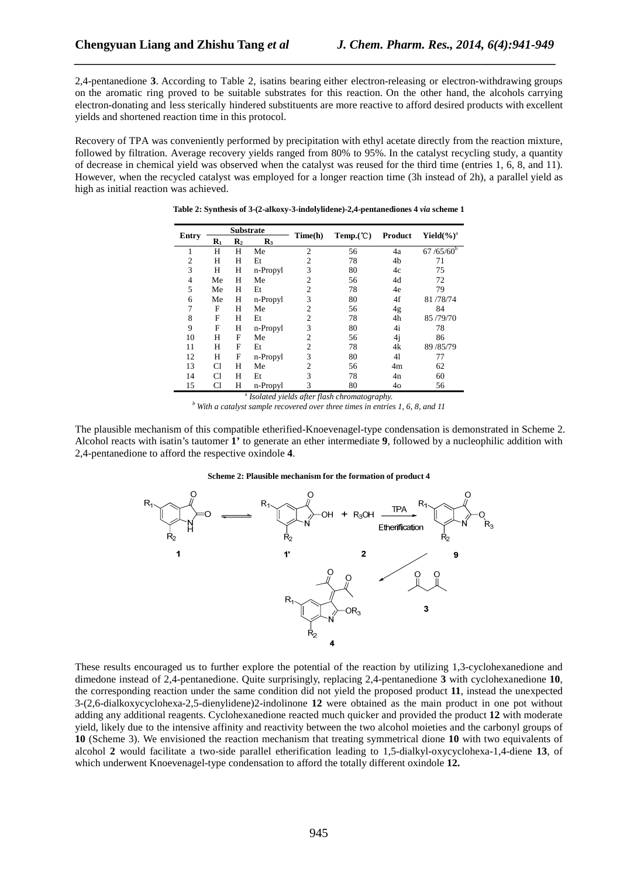2,4-pentanedione **3**. According to Table 2, isatins bearing either electron-releasing or electron-withdrawing groups on the aromatic ring proved to be suitable substrates for this reaction. On the other hand, the alcohols carrying electron-donating and less sterically hindered substituents are more reactive to afford desired products with excellent yields and shortened reaction time in this protocol.

Recovery of TPA was conveniently performed by precipitation with ethyl acetate directly from the reaction mixture, followed by filtration. Average recovery yields ranged from 80% to 95%. In the catalyst recycling study, a quantity of decrease in chemical yield was observed when the catalyst was reused for the third time (entries 1, 6, 8, and 11). However, when the recycled catalyst was employed for a longer reaction time (3h instead of 2h), a parallel yield as high as initial reaction was achieved.

**Table 2: Synthesis of 3-(2-alkoxy-3-indolylidene)-2,4-pentanediones 4 *via* scheme 1**

| Entry | Substrate | | | Time(h) | Temp.(℃) | Product | Yield(%)[a] |
|---|---|---|---|---|---|---|---|
| | $R_1$ | $R_2$ | $R_3$ | | | | |
| 1 | H | H | Me | 2 | 56 | 4a | 67 /65/60[b] |
| 2 | H | H | Et | 2 | 78 | 4b | 71 |
| 3 | H | H | n-Propyl | 3 | 80 | 4c | 75 |
| 4 | Me | H | Me | 2 | 56 | 4d | 72 |
| 5 | Me | H | Et | 2 | 78 | 4e | 79 |
| 6 | Me | H | n-Propyl | 3 | 80 | 4f | 81 /78/74 |
| 7 | F | H | Me | 2 | 56 | 4g | 84 |
| 8 | F | H | Et | 2 | 78 | 4h | 85 /79/70 |
| 9 | F | H | n-Propyl | 3 | 80 | 4i | 78 |
| 10 | H | F | Me | 2 | 56 | 4j | 86 |
| 11 | H | F | Et | 2 | 78 | 4k | 89 /85/79 |
| 12 | H | F | n-Propyl | 3 | 80 | 4l | 77 |
| 13 | Cl | H | Me | 2 | 56 | 4m | 62 |
| 14 | Cl | H | Et | 3 | 78 | 4n | 60 |
| 15 | Cl | H | n-Propyl | 3 | 80 | 4o | 56 |

[a] *Isolated yields after flash chromatography.*
[b] *With a catalyst sample recovered over three times in entries 1, 6, 8, and 11*

The plausible mechanism of this compatible etherified-Knoevenagel-type condensation is demonstrated in Scheme 2. Alcohol reacts with isatin's tautomer **1'** to generate an ether intermediate **9**, followed by a nucleophilic addition with 2,4-pentanedione to afford the respective oxindole **4**.

**Scheme 2: Plausible mechanism for the formation of product 4**

These results encouraged us to further explore the potential of the reaction by utilizing 1,3-cyclohexanedione and dimedone instead of 2,4-pentanedione. Quite surprisingly, replacing 2,4-pentanedione **3** with cyclohexanedione **10**, the corresponding reaction under the same condition did not yield the proposed product **11**, instead the unexpected 3-(2,6-dialkoxycyclohexa-2,5-dienylidene)2-indolinone **12** were obtained as the main product in one pot without adding any additional reagents. Cyclohexanedione reacted much quicker and provided the product **12** with moderate yield, likely due to the intensive affinity and reactivity between the two alcohol moieties and the carbonyl groups of **10** (Scheme 3). We envisioned the reaction mechanism that treating symmetrical dione **10** with two equivalents of alcohol **2** would facilitate a two-side parallel etherification leading to 1,5-dialkyl-oxycyclohexa-1,4-diene **13**, of which underwent Knoevenagel-type condensation to afford the totally different oxindole **12.**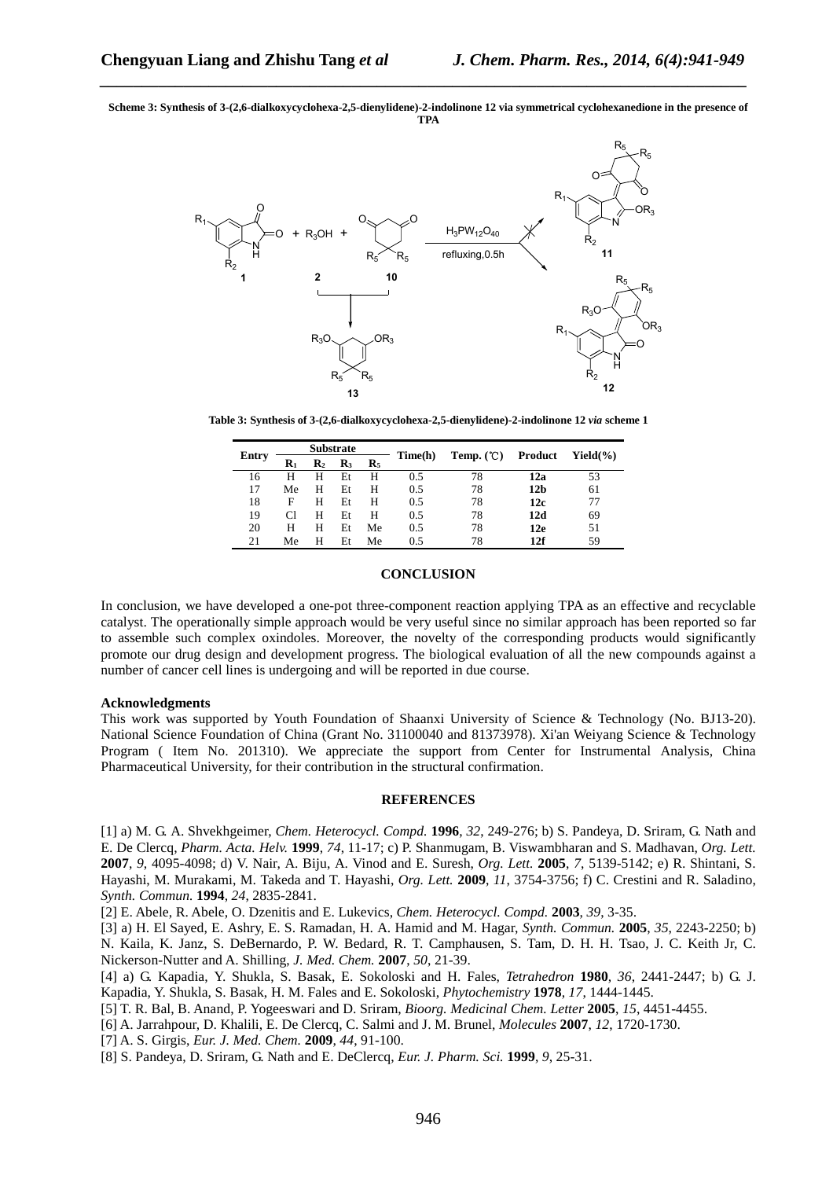**Scheme 3: Synthesis of 3-(2,6-dialkoxycyclohexa-2,5-dienylidene)-2-indolinone 12 via symmetrical cyclohexanedione in the presence of TPA**

**Table 3: Synthesis of 3-(2,6-dialkoxycyclohexa-2,5-dienylidene)-2-indolinone 12 *via* scheme 1**

| Entry | Substrate | | | | Time(h) | Temp. (℃) | Product | Yield(%) |
|---|---|---|---|---|---|---|---|---|
| | $R_1$ | $R_2$ | $R_3$ | $R_5$ | | | | |
| 16 | H | H | Et | H | 0.5 | 78 | **12a** | 53 |
| 17 | Me | H | Et | H | 0.5 | 78 | **12b** | 61 |
| 18 | F | H | Et | H | 0.5 | 78 | **12c** | 77 |
| 19 | Cl | H | Et | H | 0.5 | 78 | **12d** | 69 |
| 20 | H | H | Et | Me | 0.5 | 78 | **12e** | 51 |
| 21 | Me | H | Et | Me | 0.5 | 78 | **12f** | 59 |

## CONCLUSION

In conclusion, we have developed a one-pot three-component reaction applying TPA as an effective and recyclable catalyst. The operationally simple approach would be very useful since no similar approach has been reported so far to assemble such complex oxindoles. Moreover, the novelty of the corresponding products would significantly promote our drug design and development progress. The biological evaluation of all the new compounds against a number of cancer cell lines is undergoing and will be reported in due course.

**Acknowledgments**

This work was supported by Youth Foundation of Shaanxi University of Science & Technology (No. BJ13-20). National Science Foundation of China (Grant No. 31100040 and 81373978). Xi'an Weiyang Science & Technology Program ( Item No. 201310). We appreciate the support from Center for Instrumental Analysis, China Pharmaceutical University, for their contribution in the structural confirmation.

## REFERENCES

[1] a) M. G. A. Shvekhgeimer, *Chem. Heterocycl. Compd.* **1996**, *32*, 249-276; b) S. Pandeya, D. Sriram, G. Nath and E. De Clercq, *Pharm. Acta. Helv.* **1999**, *74*, 11-17; c) P. Shanmugam, B. Viswambharan and S. Madhavan, *Org. Lett.* **2007**, *9*, 4095-4098; d) V. Nair, A. Biju, A. Vinod and E. Suresh, *Org. Lett.* **2005**, *7*, 5139-5142; e) R. Shintani, S. Hayashi, M. Murakami, M. Takeda and T. Hayashi, *Org. Lett.* **2009**, *11*, 3754-3756; f) C. Crestini and R. Saladino, *Synth. Commun.* **1994**, *24*, 2835-2841.

[2] E. Abele, R. Abele, O. Dzenitis and E. Lukevics, *Chem. Heterocycl. Compd.* **2003**, *39*, 3-35.

[3] a) H. El Sayed, E. Ashry, E. S. Ramadan, H. A. Hamid and M. Hagar, *Synth. Commun.* **2005**, *35*, 2243-2250; b) N. Kaila, K. Janz, S. DeBernardo, P. W. Bedard, R. T. Camphausen, S. Tam, D. H. H. Tsao, J. C. Keith Jr, C. Nickerson-Nutter and A. Shilling, *J. Med. Chem.* **2007**, *50*, 21-39.

[4] a) G. Kapadia, Y. Shukla, S. Basak, E. Sokoloski and H. Fales, *Tetrahedron* **1980**, *36*, 2441-2447; b) G. J. Kapadia, Y. Shukla, S. Basak, H. M. Fales and E. Sokoloski, *Phytochemistry* **1978**, *17*, 1444-1445.

[5] T. R. Bal, B. Anand, P. Yogeeswari and D. Sriram, *Bioorg. Medicinal Chem. Letter* **2005**, *15*, 4451-4455.

[6] A. Jarrahpour, D. Khalili, E. De Clercq, C. Salmi and J. M. Brunel, *Molecules* **2007**, *12*, 1720-1730.

[7] A. S. Girgis, *Eur. J. Med. Chem.* **2009**, *44*, 91-100.

[8] S. Pandeya, D. Sriram, G. Nath and E. DeClercq, *Eur. J. Pharm. Sci.* **1999**, *9*, 25-31.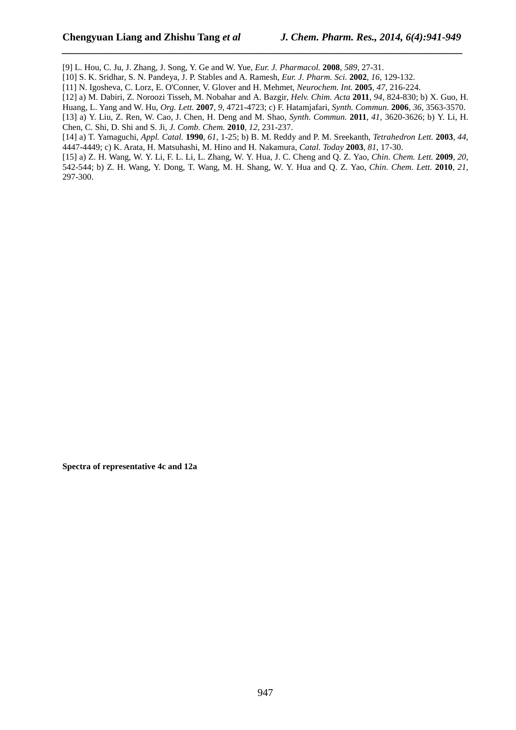[9] L. Hou, C. Ju, J. Zhang, J. Song, Y. Ge and W. Yue, *Eur. J. Pharmacol.* **2008**, *589*, 27-31.

[10] S. K. Sridhar, S. N. Pandeya, J. P. Stables and A. Ramesh, *Eur. J. Pharm. Sci.* **2002**, *16*, 129-132.

[11] N. Igosheva, C. Lorz, E. O'Conner, V. Glover and H. Mehmet, *Neurochem. Int.* **2005**, *47*, 216-224.

[12] a) M. Dabiri, Z. Noroozi Tisseh, M. Nobahar and A. Bazgir, *Helv. Chim. Acta* **2011**, *94*, 824-830; b) X. Guo, H. Huang, L. Yang and W. Hu, *Org. Lett.* **2007**, *9*, 4721-4723; c) F. Hatamjafari, *Synth. Commun.* **2006**, *36*, 3563-3570.

[13] a) Y. Liu, Z. Ren, W. Cao, J. Chen, H. Deng and M. Shao, *Synth. Commun.* **2011**, *41*, 3620-3626; b) Y. Li, H. Chen, C. Shi, D. Shi and S. Ji, *J. Comb. Chem.* **2010**, *12*, 231-237.

[14] a) T. Yamaguchi, *Appl. Catal.* **1990**, *61*, 1-25; b) B. M. Reddy and P. M. Sreekanth, *Tetrahedron Lett.* **2003**, *44*, 4447-4449; c) K. Arata, H. Matsuhashi, M. Hino and H. Nakamura, *Catal. Today* **2003**, *81*, 17-30.

[15] a) Z. H. Wang, W. Y. Li, F. L. Li, L. Zhang, W. Y. Hua, J. C. Cheng and Q. Z. Yao, *Chin. Chem. Lett.* **2009**, *20*, 542-544; b) Z. H. Wang, Y. Dong, T. Wang, M. H. Shang, W. Y. Hua and Q. Z. Yao, *Chin. Chem. Lett.* **2010**, *21*, 297-300.

**Spectra of representative 4c and 12a**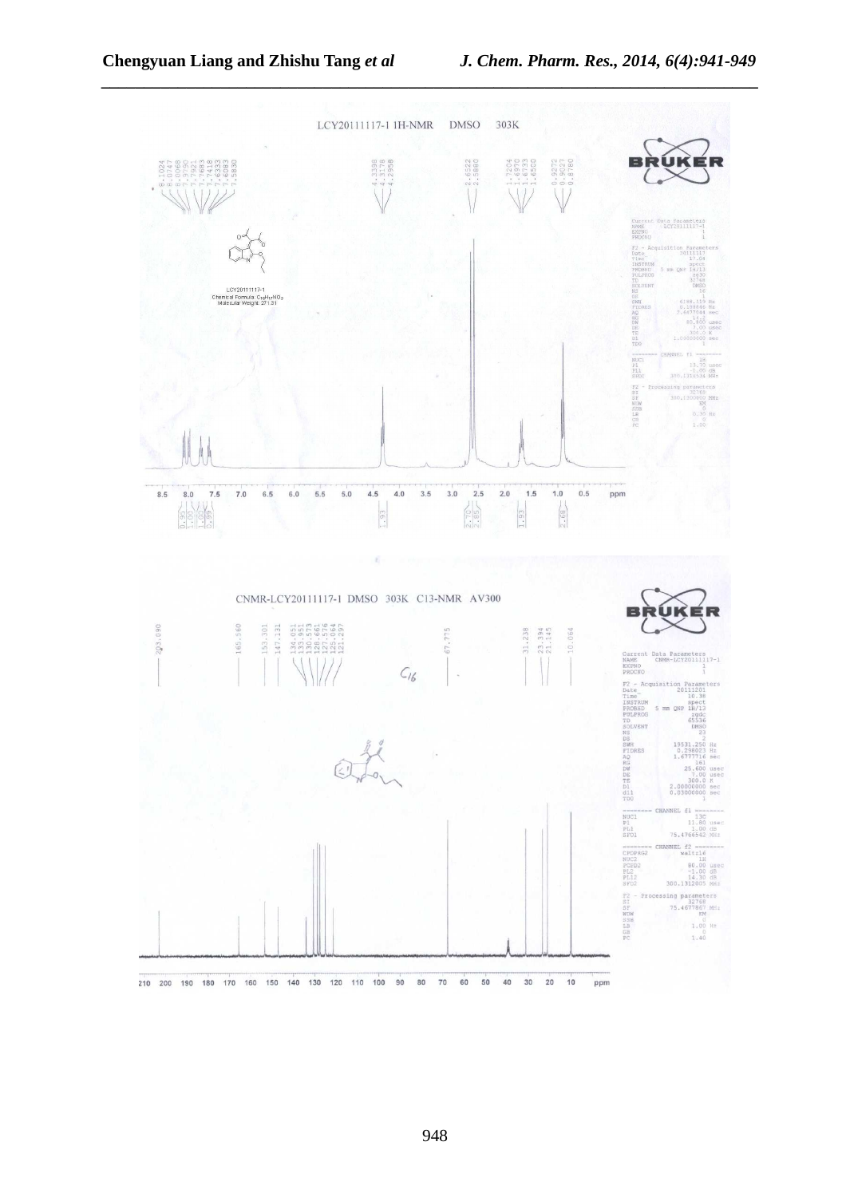LCY20111117-1 1H-NMR DMSO 303K

8.1024
8.0747
8.0066
7.9790
7.7921
7.7683
7.7418
7.6333
7.6083
7.5830

4.3398
4.3178
4.2958

2.6522
2.5880

1.7204
1.6970
1.6723
1.6500

0.9272
0.9027
0.8780

LCY20111117-1
Chemical Formula: $C_{16}H_{17}NO_3$
Molecular Weight: 271.31

0.93 1.00 1.02 0.99 | 2.93 | 2.72 2.85 | 1.93 | 2.68

CNMR-LCY20111117-1 DMSO 303K C13-NMR AV300

203.090
165.560
153.301
147.131
134.051
133.951
130.573
128.661
125.776
125.064
121.297
67.775
31.238
23.394
21.145
10.064

$C_{16}$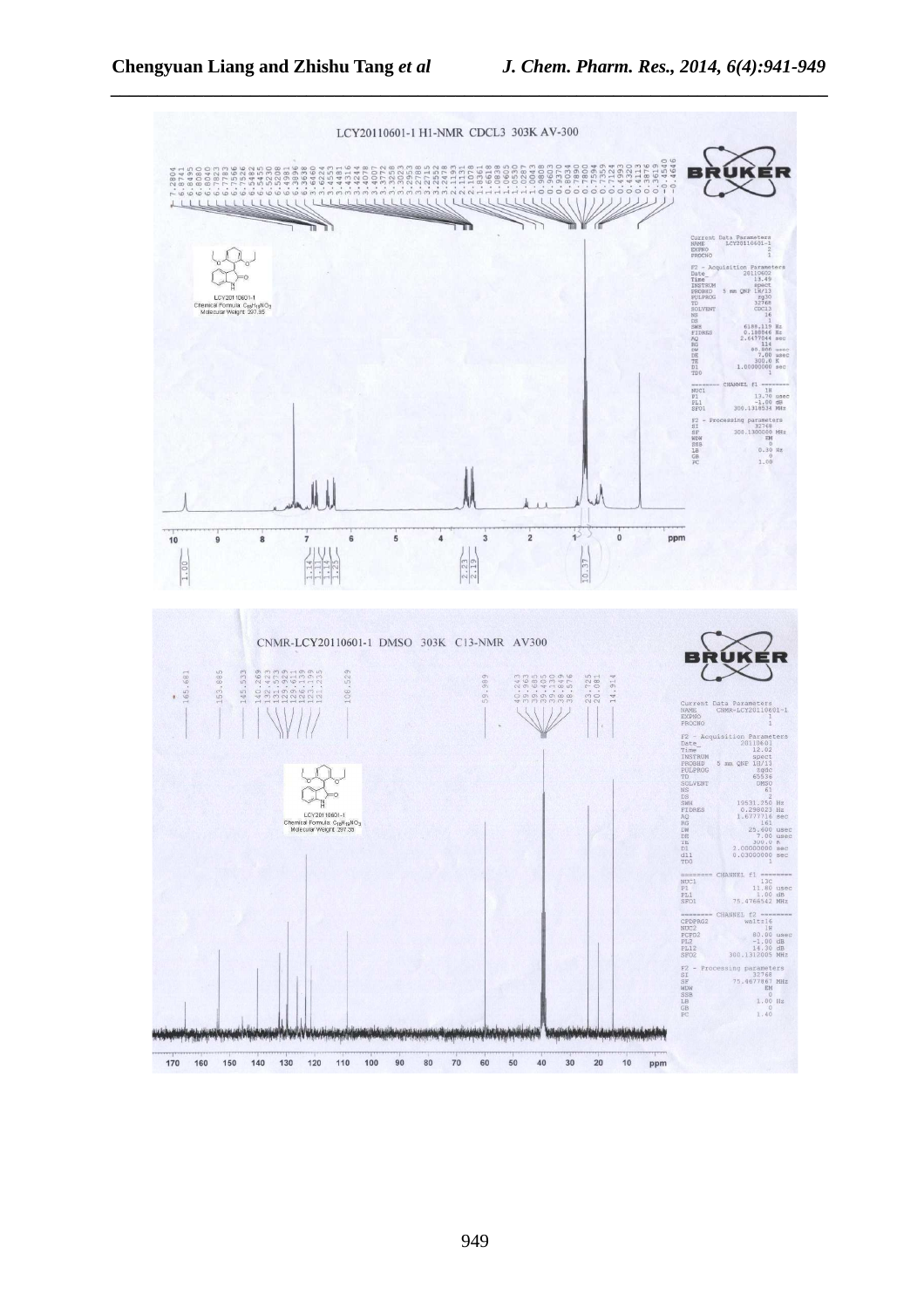LCY20110601-1 H1-NMR CDCL3 303K AV-300

7.2804
6.8741
6.8495
6.8080
6.8040
6.7823
6.7783
6.7556
6.5482
6.5455
6.5230
6.5208
6.4981
6.3896
6.3868
3.6460
3.6224
3.4481
3.4316
3.4044
3.4007
3.3772
3.3528
3.3293
3.2953
3.2788
3.2715
3.2552
3.2478
2.1193
2.1131
2.1078
1.1361
1.0838
1.0605
1.0530
1.0057
1.0043
0.9808
0.9603
0.9370
0.8034
0.7890
0.7800
0.7594
0.7359
0.7124
0.4993
0.4320
0.4113
0.3876
0.3619
-0.4540
-0.4646

LCY20110601-1
Chemical Formula: $C_{18}H_{19}NO_3$
Molecular Weight: 297.35

1.00
3.14
1.14
1.14
3.25
2.23
2.19
10.37

ppm

Current Data Parameters
NAME LCY20110601-1
EXPNO 2
PROCNO 1

F2 - Acquisition Parameters
Date_ 20110602
Time 13.49
INSTRUM spect
PROBHD 5 mm QNP 1H/13
PULPROG zg30
TD 32768
SOLVENT CDCl3
NS 16
DS 1
SWH 6188.119 Hz
FIDRES 0.188846 Hz
AQ 2.6477044 sec
RG 114
DW 80.800 usec
DE 7.00 usec
TE 300.0 K
D1 1.00000000 sec
TD0 1

======== CHANNEL f1 ========
NUC1 1H
P1 13.70 usec
PL1 -1.00 dB
SFO1 300.1318534 MHz

F2 - Processing parameters
SI 32768
SF 300.1300000 MHz
WDW EM
SSB 0
LB 0.30 Hz
GB 0
PC 1.00

CNMR-LCY20110601-1 DMSO 303K C13-NMR AV300

165.681
153.885
145.533
140.269
132.423
131.573
129.929
129.413
128.139
123.199
121.235
108.529
59.989
40.223
39.943
39.685
39.405
39.130
38.849
38.576
23.725
20.081
14.914

LCY20110601-1
Chemical Formula: $C_{18}H_{19}NO_3$
Molecular Weight: 297.35

ppm

Current Data Parameters
NAME CNMR-LCY20110601-1
EXPNO 1
PROCNO 1

F2 - Acquisition Parameters
Date_ 20110601
Time 12.02
INSTRUM spect
PROBHD 5 mm QNP 1H/13
PULPROG zgdc
TD 65536
SOLVENT DMSO
NS 61
DS 2
SWH 19531.250 Hz
FIDRES 0.298023 Hz
AQ 1.6777716 sec
RG 161
DW 25.600 usec
DE 7.00 usec
TE 300.0 K
D1 2.00000000 sec
d11 0.03000000 sec
TD0 1

======== CHANNEL f1 ========
NUC1 13C
P1 11.80 usec
PL1 1.00 dB
SFO1 75.4766542 MHz

======== CHANNEL f2 ========
CPDPRG2 waltz16
NUC2 1H
PCPD2 80.00 usec
PL2 -1.00 dB
PL12 16.30 dB
SFO2 300.1312005 MHz

F2 - Processing parameters
SI 32768
SF 75.4677867 MHz
WDW EM
SSB 0
LB 1.00 Hz
GB 0
PC 1.40